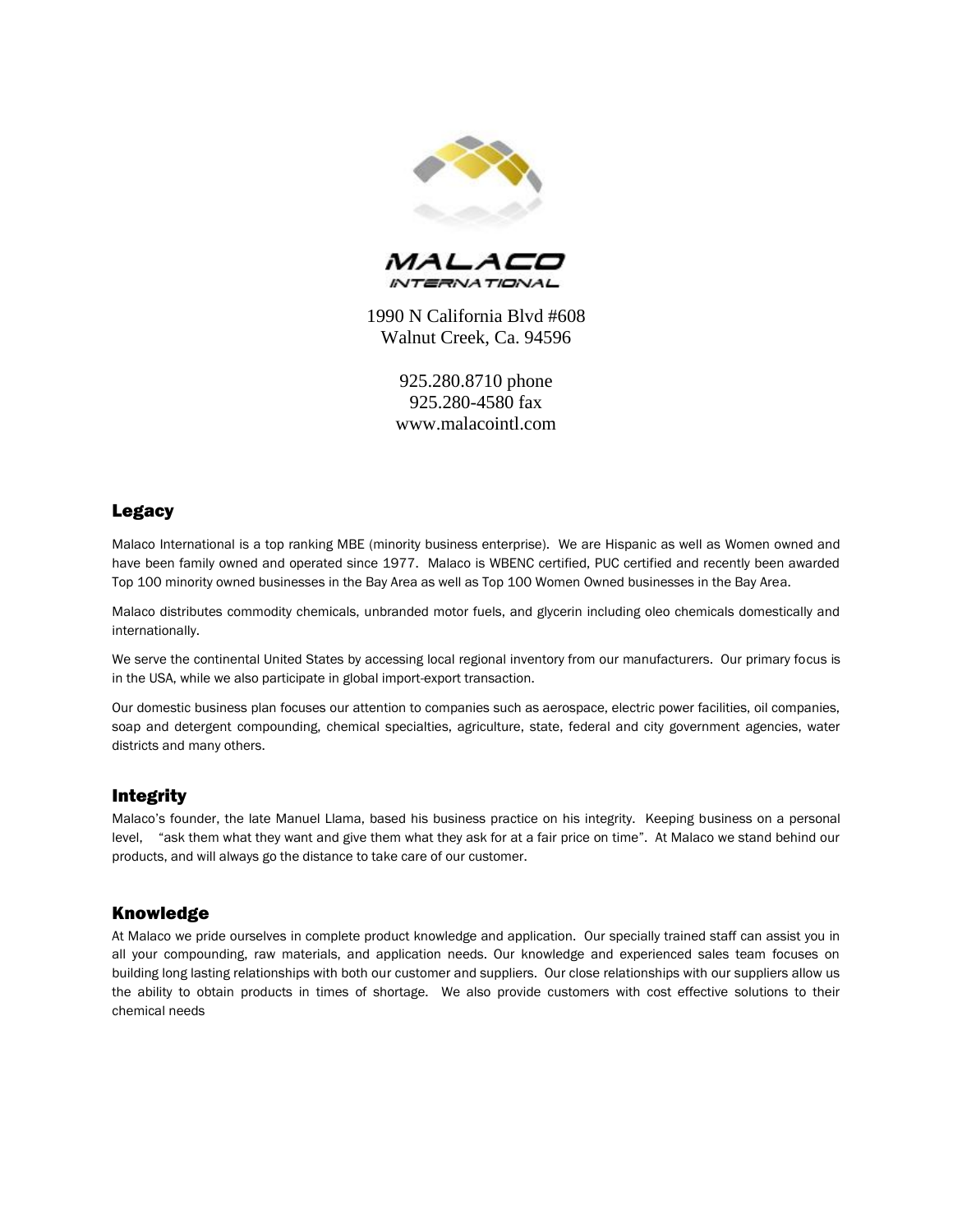MALACO
INTERNATIONAL

1990 N California Blvd #608
Walnut Creek, Ca. 94596

925.280.8710 phone
925.280-4580 fax
www.malacointl.com

## Legacy

Malaco International is a top ranking MBE (minority business enterprise). We are Hispanic as well as Women owned and have been family owned and operated since 1977. Malaco is WBENC certified, PUC certified and recently been awarded Top 100 minority owned businesses in the Bay Area as well as Top 100 Women Owned businesses in the Bay Area.

Malaco distributes commodity chemicals, unbranded motor fuels, and glycerin including oleo chemicals domestically and internationally.

We serve the continental United States by accessing local regional inventory from our manufacturers. Our primary focus is in the USA, while we also participate in global import-export transaction.

Our domestic business plan focuses our attention to companies such as aerospace, electric power facilities, oil companies, soap and detergent compounding, chemical specialties, agriculture, state, federal and city government agencies, water districts and many others.

## Integrity

Malaco's founder, the late Manuel Llama, based his business practice on his integrity. Keeping business on a personal level, "ask them what they want and give them what they ask for at a fair price on time". At Malaco we stand behind our products, and will always go the distance to take care of our customer.

## Knowledge

At Malaco we pride ourselves in complete product knowledge and application. Our specially trained staff can assist you in all your compounding, raw materials, and application needs. Our knowledge and experienced sales team focuses on building long lasting relationships with both our customer and suppliers. Our close relationships with our suppliers allow us the ability to obtain products in times of shortage. We also provide customers with cost effective solutions to their chemical needs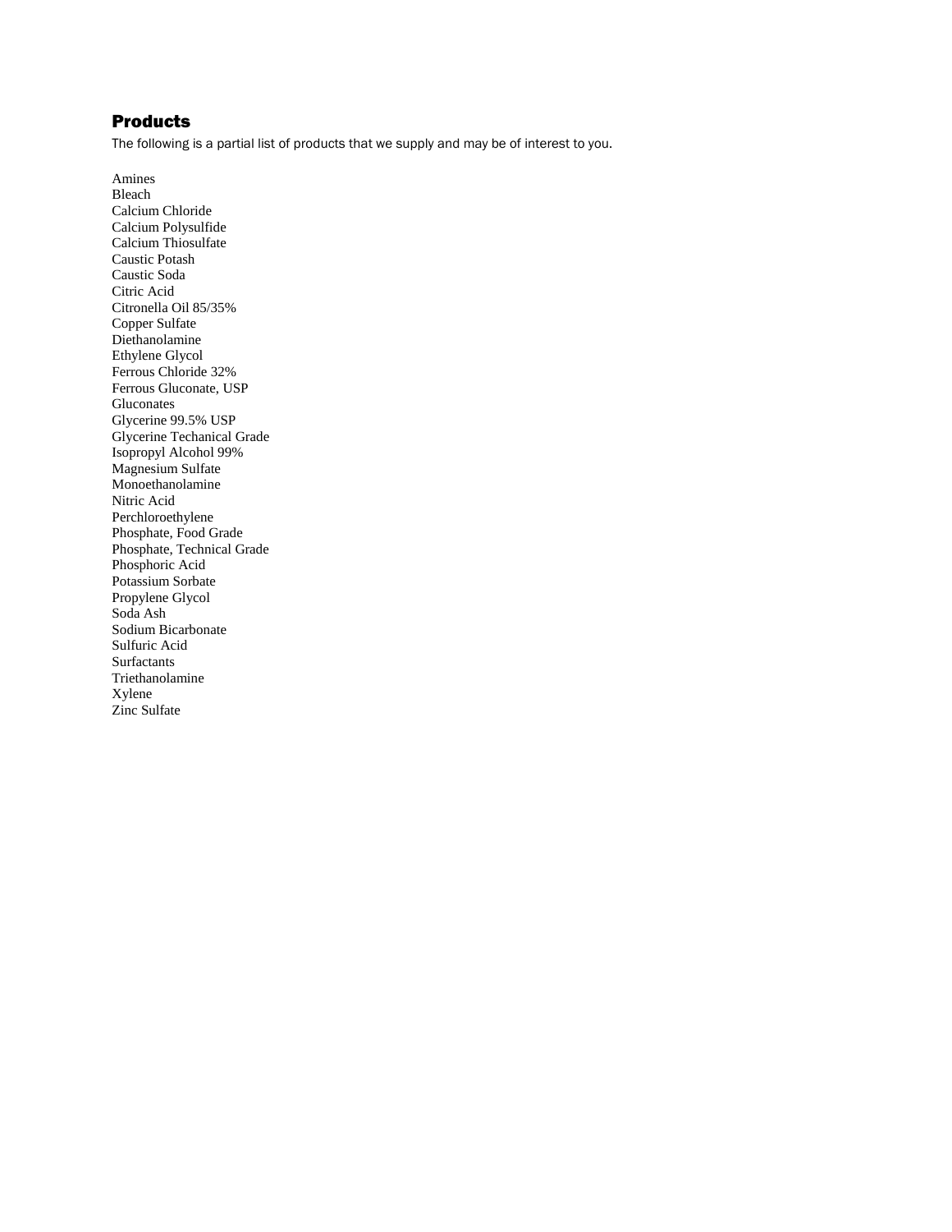## Products

The following is a partial list of products that we supply and may be of interest to you.

Amines
Bleach
Calcium Chloride
Calcium Polysulfide
Calcium Thiosulfate
Caustic Potash
Caustic Soda
Citric Acid
Citronella Oil 85/35%
Copper Sulfate
Diethanolamine
Ethylene Glycol
Ferrous Chloride 32%
Ferrous Gluconate, USP
Gluconates
Glycerine 99.5% USP
Glycerine Techanical Grade
Isopropyl Alcohol 99%
Magnesium Sulfate
Monoethanolamine
Nitric Acid
Perchloroethylene
Phosphate, Food Grade
Phosphate, Technical Grade
Phosphoric Acid
Potassium Sorbate
Propylene Glycol
Soda Ash
Sodium Bicarbonate
Sulfuric Acid
Surfactants
Triethanolamine
Xylene
Zinc Sulfate